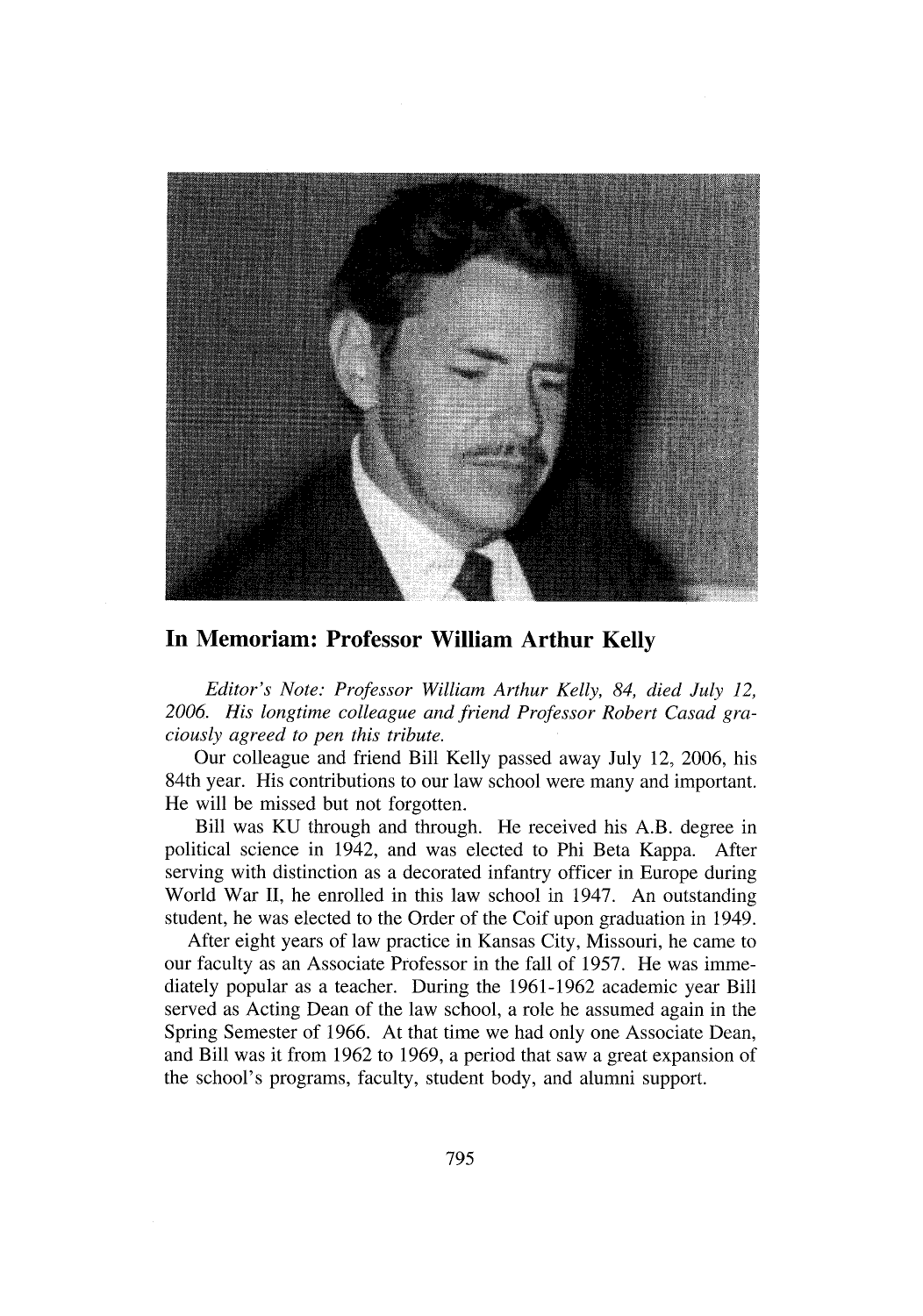# In Memoriam: Professor William Arthur Kelly

*Editor's Note: Professor William Arthur Kelly, 84, died July 12, 2006. His longtime colleague and friend Professor Robert Casad graciously agreed to pen this tribute.*

Our colleague and friend Bill Kelly passed away July 12, 2006, his 84th year. His contributions to our law school were many and important. He will be missed but not forgotten.

Bill was KU through and through. He received his A.B. degree in political science in 1942, and was elected to Phi Beta Kappa. After serving with distinction as a decorated infantry officer in Europe during World War II, he enrolled in this law school in 1947. An outstanding student, he was elected to the Order of the Coif upon graduation in 1949.

After eight years of law practice in Kansas City, Missouri, he came to our faculty as an Associate Professor in the fall of 1957. He was immediately popular as a teacher. During the 1961-1962 academic year Bill served as Acting Dean of the law school, a role he assumed again in the Spring Semester of 1966. At that time we had only one Associate Dean, and Bill was it from 1962 to 1969, a period that saw a great expansion of the school's programs, faculty, student body, and alumni support.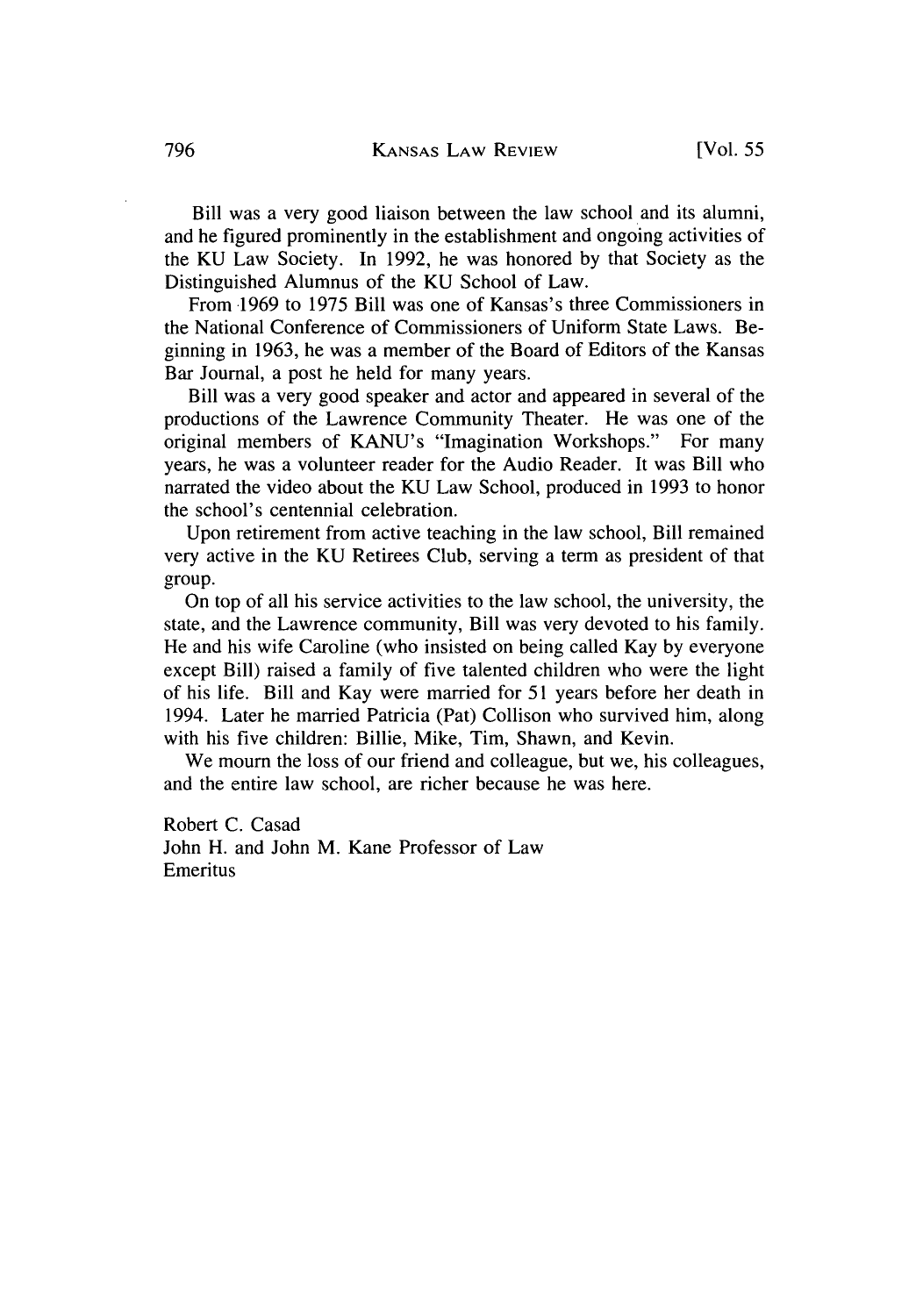Bill was a very good liaison between the law school and its alumni, and he figured prominently in the establishment and ongoing activities of the KU Law Society. In 1992, he was honored by that Society as the Distinguished Alumnus of the KU School of Law.

From 1969 to 1975 Bill was one of Kansas's three Commissioners in the National Conference of Commissioners of Uniform State Laws. Beginning in 1963, he was a member of the Board of Editors of the Kansas Bar Journal, a post he held for many years.

Bill was a very good speaker and actor and appeared in several of the productions of the Lawrence Community Theater. He was one of the original members of KANU's "Imagination Workshops." For many years, he was a volunteer reader for the Audio Reader. It was Bill who narrated the video about the KU Law School, produced in 1993 to honor the school's centennial celebration.

Upon retirement from active teaching in the law school, Bill remained very active in the KU Retirees Club, serving a term as president of that group.

On top of all his service activities to the law school, the university, the state, and the Lawrence community, Bill was very devoted to his family. He and his wife Caroline (who insisted on being called Kay by everyone except Bill) raised a family of five talented children who were the light of his life. Bill and Kay were married for 51 years before her death in 1994. Later he married Patricia (Pat) Collison who survived him, along with his five children: Billie, Mike, Tim, Shawn, and Kevin.

We mourn the loss of our friend and colleague, but we, his colleagues, and the entire law school, are richer because he was here.

Robert C. Casad
John H. and John M. Kane Professor of Law
Emeritus